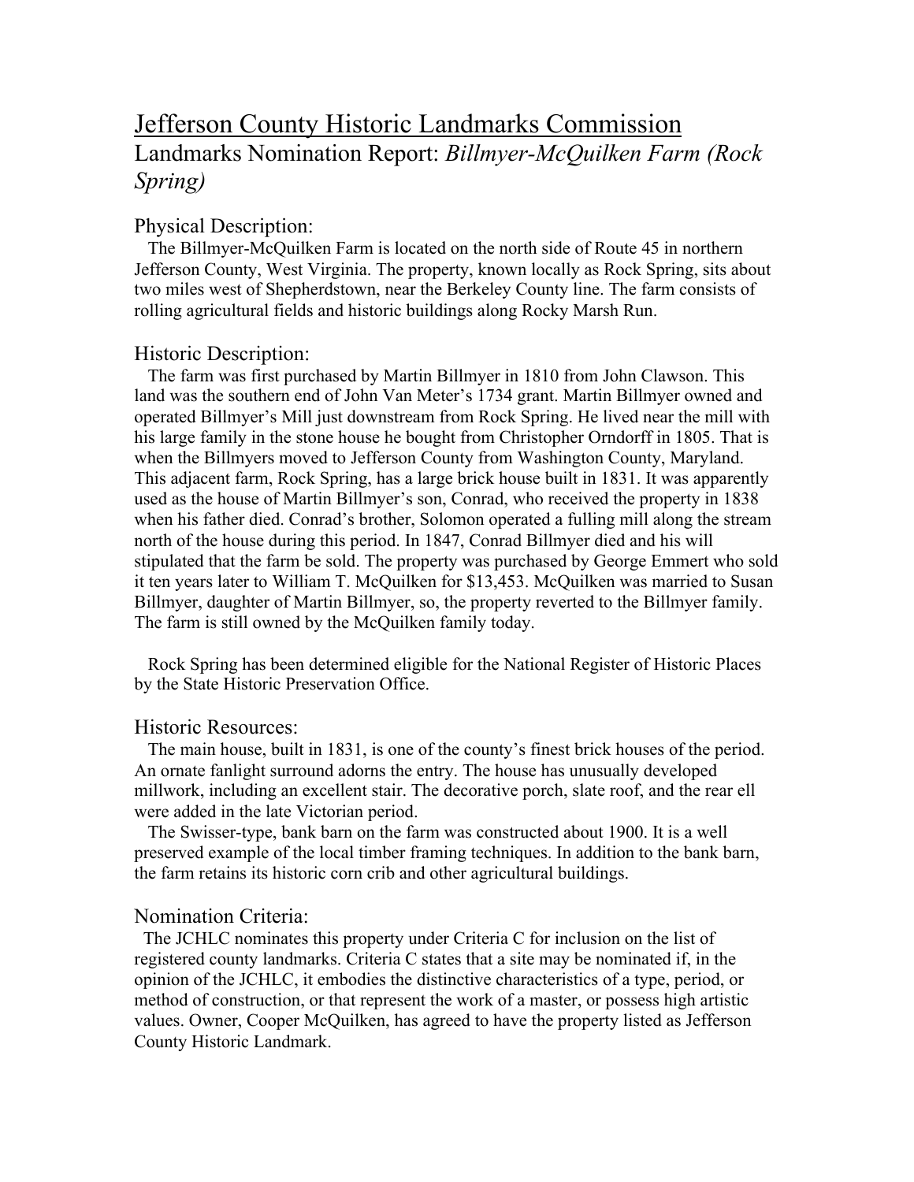# Jefferson County Historic Landmarks Commission

## Landmarks Nomination Report: *Billmyer-McQuilken Farm (Rock Spring)*

### Physical Description:

The Billmyer-McQuilken Farm is located on the north side of Route 45 in northern Jefferson County, West Virginia. The property, known locally as Rock Spring, sits about two miles west of Shepherdstown, near the Berkeley County line. The farm consists of rolling agricultural fields and historic buildings along Rocky Marsh Run.

### Historic Description:

The farm was first purchased by Martin Billmyer in 1810 from John Clawson. This land was the southern end of John Van Meter's 1734 grant. Martin Billmyer owned and operated Billmyer's Mill just downstream from Rock Spring. He lived near the mill with his large family in the stone house he bought from Christopher Orndorff in 1805. That is when the Billmyers moved to Jefferson County from Washington County, Maryland. This adjacent farm, Rock Spring, has a large brick house built in 1831. It was apparently used as the house of Martin Billmyer's son, Conrad, who received the property in 1838 when his father died. Conrad's brother, Solomon operated a fulling mill along the stream north of the house during this period. In 1847, Conrad Billmyer died and his will stipulated that the farm be sold. The property was purchased by George Emmert who sold it ten years later to William T. McQuilken for $13,453. McQuilken was married to Susan Billmyer, daughter of Martin Billmyer, so, the property reverted to the Billmyer family. The farm is still owned by the McQuilken family today.

Rock Spring has been determined eligible for the National Register of Historic Places by the State Historic Preservation Office.

### Historic Resources:

The main house, built in 1831, is one of the county's finest brick houses of the period. An ornate fanlight surround adorns the entry. The house has unusually developed millwork, including an excellent stair. The decorative porch, slate roof, and the rear ell were added in the late Victorian period.

The Swisser-type, bank barn on the farm was constructed about 1900. It is a well preserved example of the local timber framing techniques. In addition to the bank barn, the farm retains its historic corn crib and other agricultural buildings.

### Nomination Criteria:

The JCHLC nominates this property under Criteria C for inclusion on the list of registered county landmarks. Criteria C states that a site may be nominated if, in the opinion of the JCHLC, it embodies the distinctive characteristics of a type, period, or method of construction, or that represent the work of a master, or possess high artistic values. Owner, Cooper McQuilken, has agreed to have the property listed as Jefferson County Historic Landmark.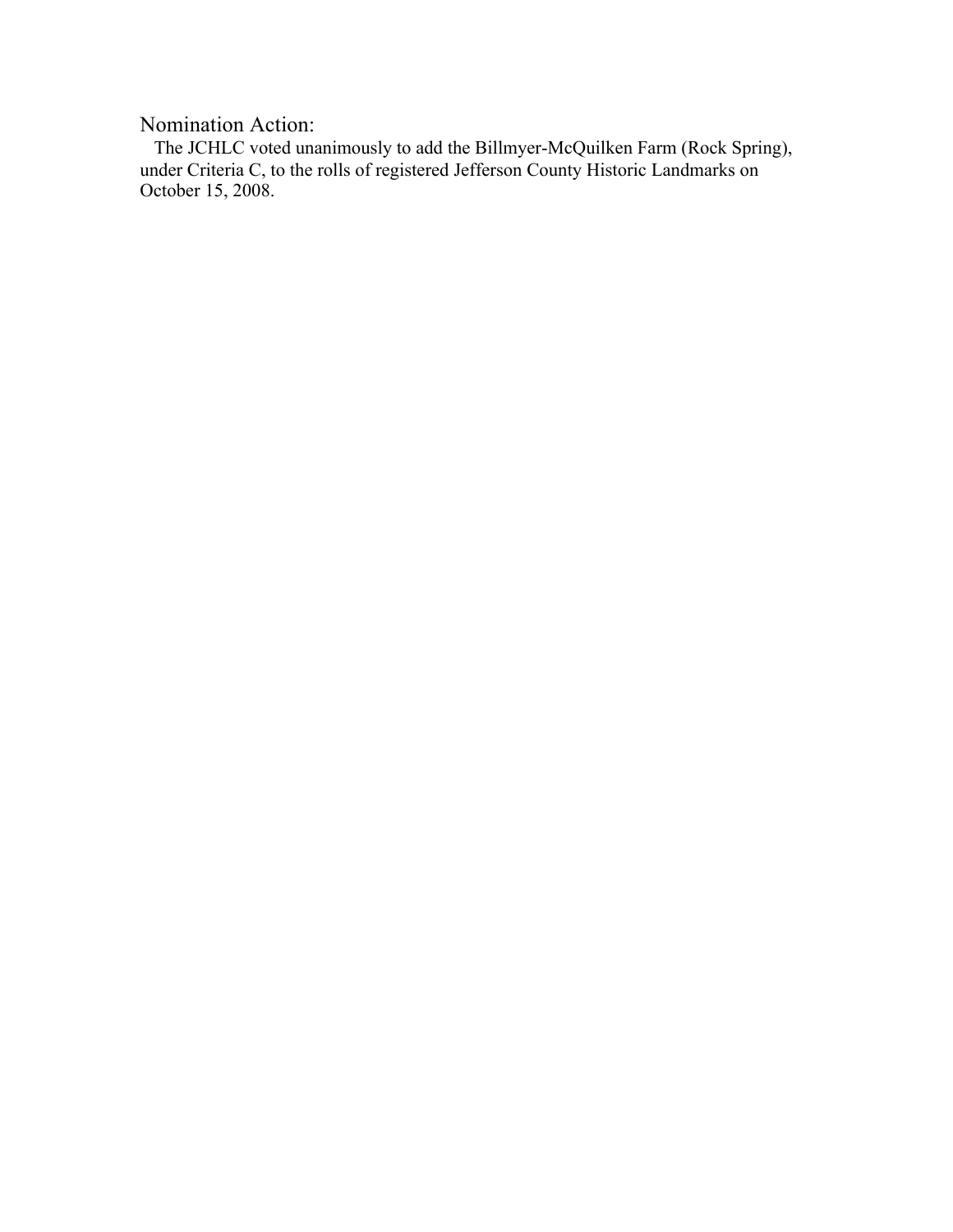## Nomination Action:

The JCHLC voted unanimously to add the Billmyer-McQuilken Farm (Rock Spring), under Criteria C, to the rolls of registered Jefferson County Historic Landmarks on October 15, 2008.